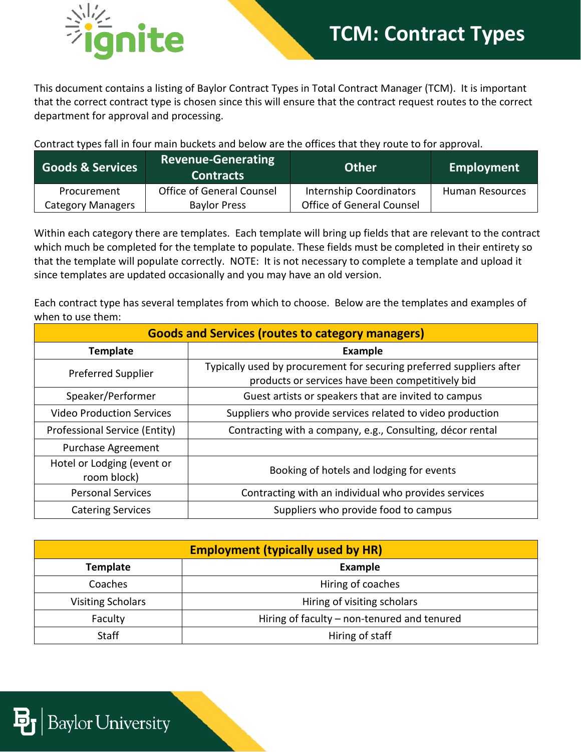# TCM: Contract Types

This document contains a listing of Baylor Contract Types in Total Contract Manager (TCM). It is important that the correct contract type is chosen since this will ensure that the contract request routes to the correct department for approval and processing.

Contract types fall in four main buckets and below are the offices that they route to for approval.

| Goods & Services | Revenue-Generating Contracts | Other | Employment |
|---|---|---|---|
| Procurement Category Managers | Office of General Counsel Baylor Press | Internship Coordinators Office of General Counsel | Human Resources |

Within each category there are templates. Each template will bring up fields that are relevant to the contract which much be completed for the template to populate. These fields must be completed in their entirety so that the template will populate correctly. NOTE: It is not necessary to complete a template and upload it since templates are updated occasionally and you may have an old version.

Each contract type has several templates from which to choose. Below are the templates and examples of when to use them:

| Goods and Services (routes to category managers) | |
|---|---|
| **Template** | **Example** |
| Preferred Supplier | Typically used by procurement for securing preferred suppliers after products or services have been competitively bid |
| Speaker/Performer | Guest artists or speakers that are invited to campus |
| Video Production Services | Suppliers who provide services related to video production |
| Professional Service (Entity) | Contracting with a company, e.g., Consulting, décor rental |
| Purchase Agreement | |
| Hotel or Lodging (event or room block) | Booking of hotels and lodging for events |
| Personal Services | Contracting with an individual who provides services |
| Catering Services | Suppliers who provide food to campus |

| Employment (typically used by HR) | |
|---|---|
| **Template** | **Example** |
| Coaches | Hiring of coaches |
| Visiting Scholars | Hiring of visiting scholars |
| Faculty | Hiring of faculty – non-tenured and tenured |
| Staff | Hiring of staff |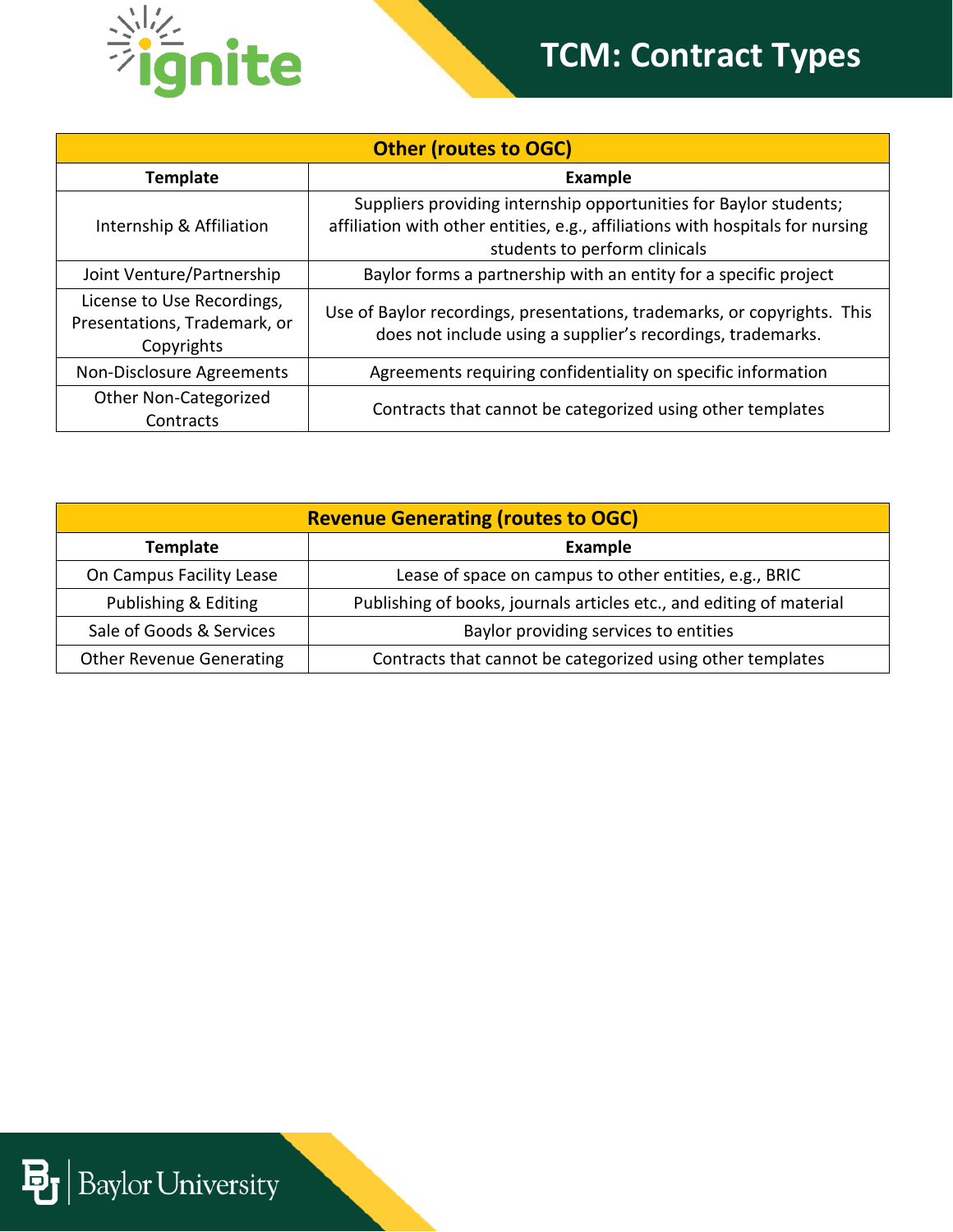# TCM: Contract Types

| Other (routes to OGC) | |
|---|---|
| **Template** | **Example** |
| Internship & Affiliation | Suppliers providing internship opportunities for Baylor students; affiliation with other entities, e.g., affiliations with hospitals for nursing students to perform clinicals |
| Joint Venture/Partnership | Baylor forms a partnership with an entity for a specific project |
| License to Use Recordings, Presentations, Trademark, or Copyrights | Use of Baylor recordings, presentations, trademarks, or copyrights. This does not include using a supplier's recordings, trademarks. |
| Non-Disclosure Agreements | Agreements requiring confidentiality on specific information |
| Other Non-Categorized Contracts | Contracts that cannot be categorized using other templates |

| Revenue Generating (routes to OGC) | |
|---|---|
| **Template** | **Example** |
| On Campus Facility Lease | Lease of space on campus to other entities, e.g., BRIC |
| Publishing & Editing | Publishing of books, journals articles etc., and editing of material |
| Sale of Goods & Services | Baylor providing services to entities |
| Other Revenue Generating | Contracts that cannot be categorized using other templates |